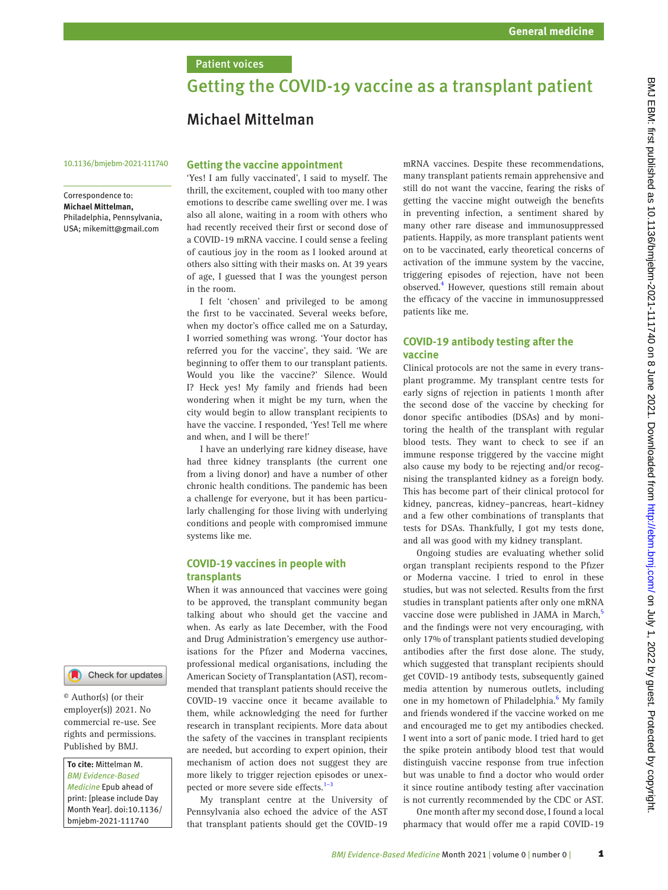Patient voices

# Getting the COVID-19 vaccine as a transplant patient

## Michael Mittelman

10.1136/bmjebm-2021-111740

Correspondence to: **Michael Mittelman,** Philadelphia, Pennsylvania, USA; mikemitt@gmail.com

© Author(s) (or their employer(s)) 2021. No commercial re-use. See rights and permissions. Published by BMJ.

**To cite:** Mittelman M. *BMJ Evidence-Based Medicine* Epub ahead of print: [please include Day Month Year]. doi:10.1136/bmjebm-2021-111740

### Getting the vaccine appointment

'Yes! I am fully vaccinated', I said to myself. The thrill, the excitement, coupled with too many other emotions to describe came swelling over me. I was also all alone, waiting in a room with others who had recently received their first or second dose of a COVID-19 mRNA vaccine. I could sense a feeling of cautious joy in the room as I looked around at others also sitting with their masks on. At 39 years of age, I guessed that I was the youngest person in the room.

I felt 'chosen' and privileged to be among the first to be vaccinated. Several weeks before, when my doctor's office called me on a Saturday, I worried something was wrong. 'Your doctor has referred you for the vaccine', they said. 'We are beginning to offer them to our transplant patients. Would you like the vaccine?' Silence. Would I? Heck yes! My family and friends had been wondering when it might be my turn, when the city would begin to allow transplant recipients to have the vaccine. I responded, 'Yes! Tell me where and when, and I will be there!'

I have an underlying rare kidney disease, have had three kidney transplants (the current one from a living donor) and have a number of other chronic health conditions. The pandemic has been a challenge for everyone, but it has been particularly challenging for those living with underlying conditions and people with compromised immune systems like me.

### COVID-19 vaccines in people with transplants

When it was announced that vaccines were going to be approved, the transplant community began talking about who should get the vaccine and when. As early as late December, with the Food and Drug Administration's emergency use authorisations for the Pfizer and Moderna vaccines, professional medical organisations, including the American Society of Transplantation (AST), recommended that transplant patients should receive the COVID-19 vaccine once it became available to them, while acknowledging the need for further research in transplant recipients. More data about the safety of the vaccines in transplant recipients are needed, but according to expert opinion, their mechanism of action does not suggest they are more likely to trigger rejection episodes or unexpected or more severe side effects.[1–3]

My transplant centre at the University of Pennsylvania also echoed the advice of the AST that transplant patients should get the COVID-19 mRNA vaccines. Despite these recommendations, many transplant patients remain apprehensive and still do not want the vaccine, fearing the risks of getting the vaccine might outweigh the benefits in preventing infection, a sentiment shared by many other rare disease and immunosuppressed patients. Happily, as more transplant patients went on to be vaccinated, early theoretical concerns of activation of the immune system by the vaccine, triggering episodes of rejection, have not been observed.[4] However, questions still remain about the efficacy of the vaccine in immunosuppressed patients like me.

### COVID-19 antibody testing after the vaccine

Clinical protocols are not the same in every transplant programme. My transplant centre tests for early signs of rejection in patients 1 month after the second dose of the vaccine by checking for donor specific antibodies (DSAs) and by monitoring the health of the transplant with regular blood tests. They want to check to see if an immune response triggered by the vaccine might also cause my body to be rejecting and/or recognising the transplanted kidney as a foreign body. This has become part of their clinical protocol for kidney, pancreas, kidney–pancreas, heart–kidney and a few other combinations of transplants that tests for DSAs. Thankfully, I got my tests done, and all was good with my kidney transplant.

Ongoing studies are evaluating whether solid organ transplant recipients respond to the Pfizer or Moderna vaccine. I tried to enrol in these studies, but was not selected. Results from the first studies in transplant patients after only one mRNA vaccine dose were published in JAMA in March,[5] and the findings were not very encouraging, with only 17% of transplant patients studied developing antibodies after the first dose alone. The study, which suggested that transplant recipients should get COVID-19 antibody tests, subsequently gained media attention by numerous outlets, including one in my hometown of Philadelphia.[6] My family and friends wondered if the vaccine worked on me and encouraged me to get my antibodies checked. I went into a sort of panic mode. I tried hard to get the spike protein antibody blood test that would distinguish vaccine response from true infection but was unable to find a doctor who would order it since routine antibody testing after vaccination is not currently recommended by the CDC or AST.

One month after my second dose, I found a local pharmacy that would offer me a rapid COVID-19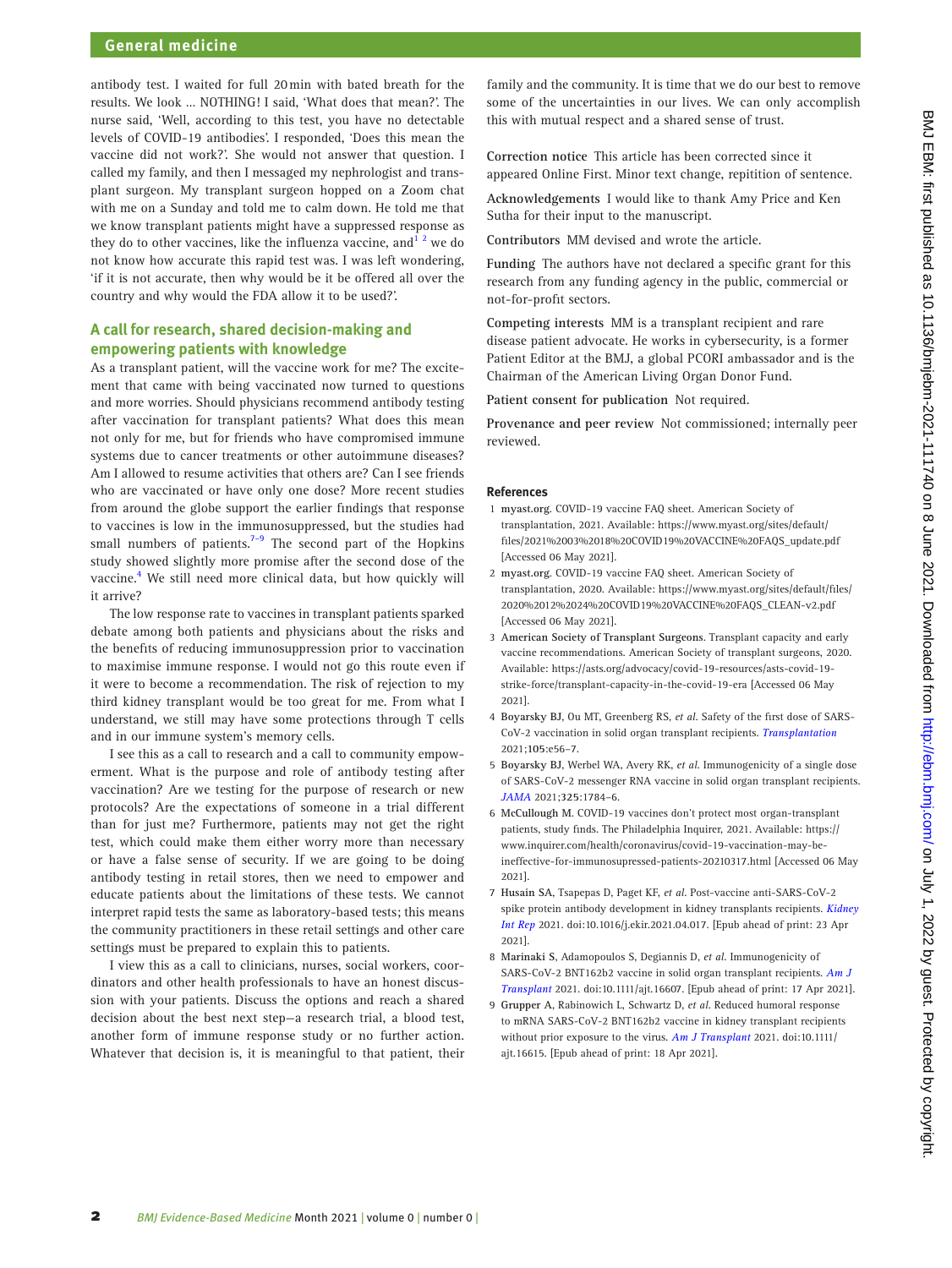antibody test. I waited for full 20 min with bated breath for the results. We look … NOTHING! I said, 'What does that mean?'. The nurse said, 'Well, according to this test, you have no detectable levels of COVID-19 antibodies'. I responded, 'Does this mean the vaccine did not work?'. She would not answer that question. I called my family, and then I messaged my nephrologist and transplant surgeon. My transplant surgeon hopped on a Zoom chat with me on a Sunday and told me to calm down. He told me that we know transplant patients might have a suppressed response as they do to other vaccines, like the influenza vaccine, and[1 2] we do not know how accurate this rapid test was. I was left wondering, 'if it is not accurate, then why would be it be offered all over the country and why would the FDA allow it to be used?'.

## A call for research, shared decision-making and empowering patients with knowledge

As a transplant patient, will the vaccine work for me? The excitement that came with being vaccinated now turned to questions and more worries. Should physicians recommend antibody testing after vaccination for transplant patients? What does this mean not only for me, but for friends who have compromised immune systems due to cancer treatments or other autoimmune diseases? Am I allowed to resume activities that others are? Can I see friends who are vaccinated or have only one dose? More recent studies from around the globe support the earlier findings that response to vaccines is low in the immunosuppressed, but the studies had small numbers of patients.[7–9] The second part of the Hopkins study showed slightly more promise after the second dose of the vaccine.[4] We still need more clinical data, but how quickly will it arrive?

The low response rate to vaccines in transplant patients sparked debate among both patients and physicians about the risks and the benefits of reducing immunosuppression prior to vaccination to maximise immune response. I would not go this route even if it were to become a recommendation. The risk of rejection to my third kidney transplant would be too great for me. From what I understand, we still may have some protections through T cells and in our immune system's memory cells.

I see this as a call to research and a call to community empowerment. What is the purpose and role of antibody testing after vaccination? Are we testing for the purpose of research or new protocols? Are the expectations of someone in a trial different than for just me? Furthermore, patients may not get the right test, which could make them either worry more than necessary or have a false sense of security. If we are going to be doing antibody testing in retail stores, then we need to empower and educate patients about the limitations of these tests. We cannot interpret rapid tests the same as laboratory-based tests; this means the community practitioners in these retail settings and other care settings must be prepared to explain this to patients.

I view this as a call to clinicians, nurses, social workers, coordinators and other health professionals to have an honest discussion with your patients. Discuss the options and reach a shared decision about the best next step—a research trial, a blood test, another form of immune response study or no further action. Whatever that decision is, it is meaningful to that patient, their family and the community. It is time that we do our best to remove some of the uncertainties in our lives. We can only accomplish this with mutual respect and a shared sense of trust.

**Correction notice** This article has been corrected since it appeared Online First. Minor text change, repitition of sentence.

**Acknowledgements** I would like to thank Amy Price and Ken Sutha for their input to the manuscript.

**Contributors** MM devised and wrote the article.

**Funding** The authors have not declared a specific grant for this research from any funding agency in the public, commercial or not-for-profit sectors.

**Competing interests** MM is a transplant recipient and rare disease patient advocate. He works in cybersecurity, is a former Patient Editor at the BMJ, a global PCORI ambassador and is the Chairman of the American Living Organ Donor Fund.

**Patient consent for publication** Not required.

**Provenance and peer review** Not commissioned; internally peer reviewed.

### References

1. **myast.org**. COVID-19 vaccine FAQ sheet. American Society of transplantation, 2021. Available: https://www.myast.org/sites/default/files/2021%2003%2018%20COVID19%20VACCINE%20FAQS_update.pdf [Accessed 06 May 2021].
2. **myast.org**. COVID-19 vaccine FAQ sheet. American Society of transplantation, 2020. Available: https://www.myast.org/sites/default/files/2020%2012%2024%20COVID19%20VACCINE%20FAQS_CLEAN-v2.pdf [Accessed 06 May 2021].
3. **American Society of Transplant Surgeons**. Transplant capacity and early vaccine recommendations. American Society of transplant surgeons, 2020. Available: https://asts.org/advocacy/covid-19-resources/asts-covid-19-strike-force/transplant-capacity-in-the-covid-19-era [Accessed 06 May 2021].
4. **Boyarsky BJ**, Ou MT, Greenberg RS, *et al*. Safety of the first dose of SARS-CoV-2 vaccination in solid organ transplant recipients. *Transplantation* 2021;105:e56–7.
5. **Boyarsky BJ**, Werbel WA, Avery RK, *et al*. Immunogenicity of a single dose of SARS-CoV-2 messenger RNA vaccine in solid organ transplant recipients. *JAMA* 2021;325:1784–6.
6. **McCullough M**. COVID-19 vaccines don't protect most organ-transplant patients, study finds. The Philadelphia Inquirer, 2021. Available: https://www.inquirer.com/health/coronavirus/covid-19-vaccination-may-be-ineffective-for-immunosupressed-patients-20210317.html [Accessed 06 May 2021].
7. **Husain SA**, Tsapepas D, Paget KF, *et al*. Post-vaccine anti-SARS-CoV-2 spike protein antibody development in kidney transplants recipients. *Kidney Int Rep* 2021. doi:10.1016/j.ekir.2021.04.017. [Epub ahead of print: 23 Apr 2021].
8. **Marinaki S**, Adamopoulos S, Degiannis D, *et al*. Immunogenicity of SARS-CoV-2 BNT162b2 vaccine in solid organ transplant recipients. *Am J Transplant* 2021. doi:10.1111/ajt.16607. [Epub ahead of print: 17 Apr 2021].
9. **Grupper A**, Rabinowich L, Schwartz D, *et al*. Reduced humoral response to mRNA SARS-CoV-2 BNT162b2 vaccine in kidney transplant recipients without prior exposure to the virus. *Am J Transplant* 2021. doi:10.1111/ajt.16615. [Epub ahead of print: 18 Apr 2021].